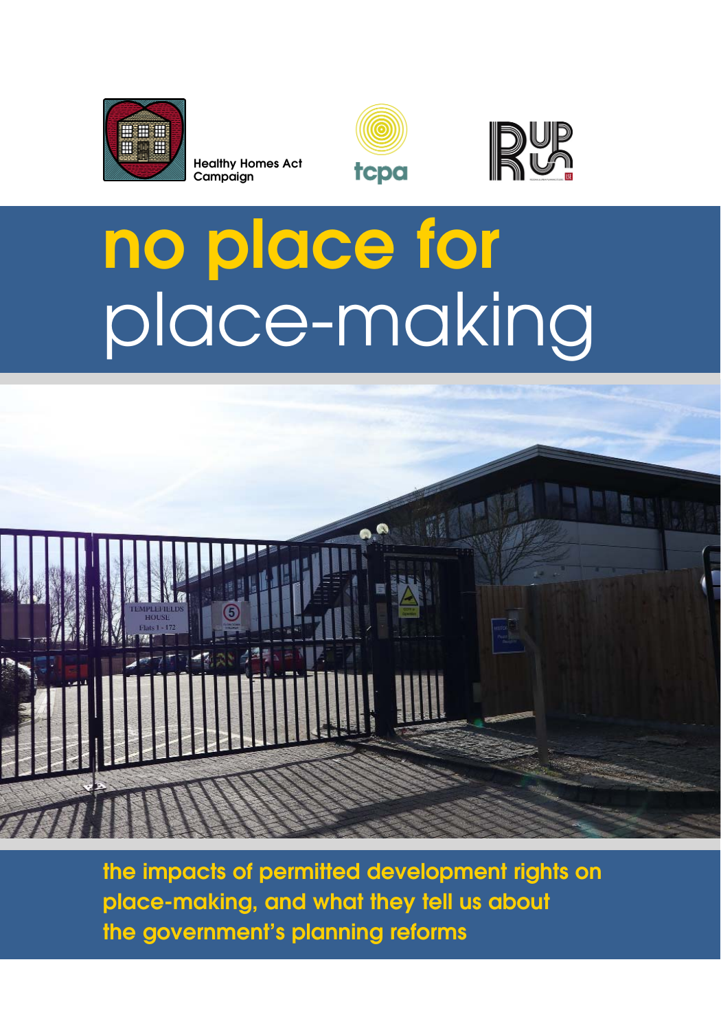Healthy Homes Act Campaign

tcpa

# no place for place-making

the impacts of permitted development rights on place-making, and what they tell us about the government's planning reforms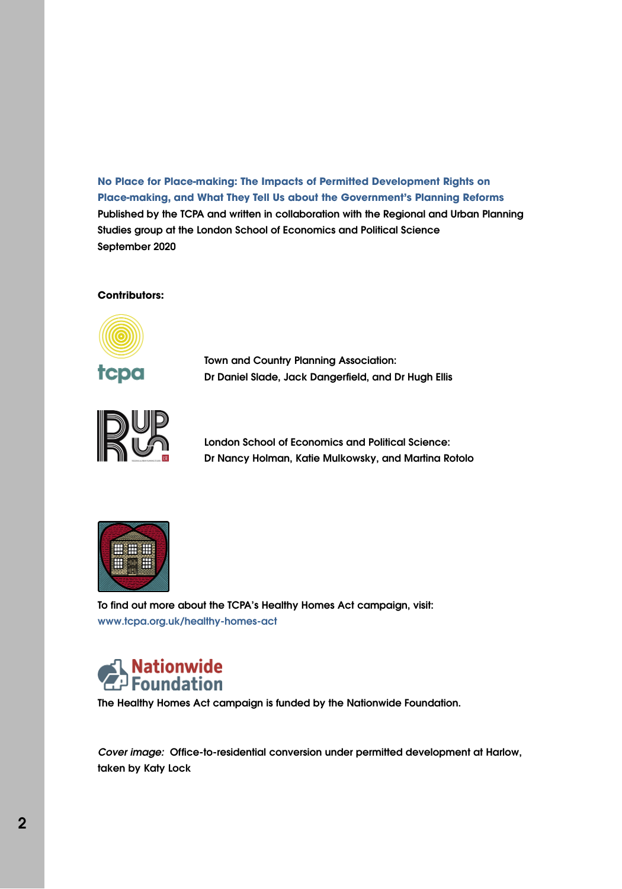**No Place for Place-making: The Impacts of Permitted Development Rights on Place-making, and What They Tell Us about the Government's Planning Reforms**

Published by the TCPA and written in collaboration with the Regional and Urban Planning Studies group at the London School of Economics and Political Science

September 2020

**Contributors:**

Town and Country Planning Association:
Dr Daniel Slade, Jack Dangerfield, and Dr Hugh Ellis

London School of Economics and Political Science:
Dr Nancy Holman, Katie Mulkowsky, and Martina Rotolo

To find out more about the TCPA's Healthy Homes Act campaign, visit:
www.tcpa.org.uk/healthy-homes-act

The Healthy Homes Act campaign is funded by the Nationwide Foundation.

*Cover image:* Office-to-residential conversion under permitted development at Harlow, taken by Katy Lock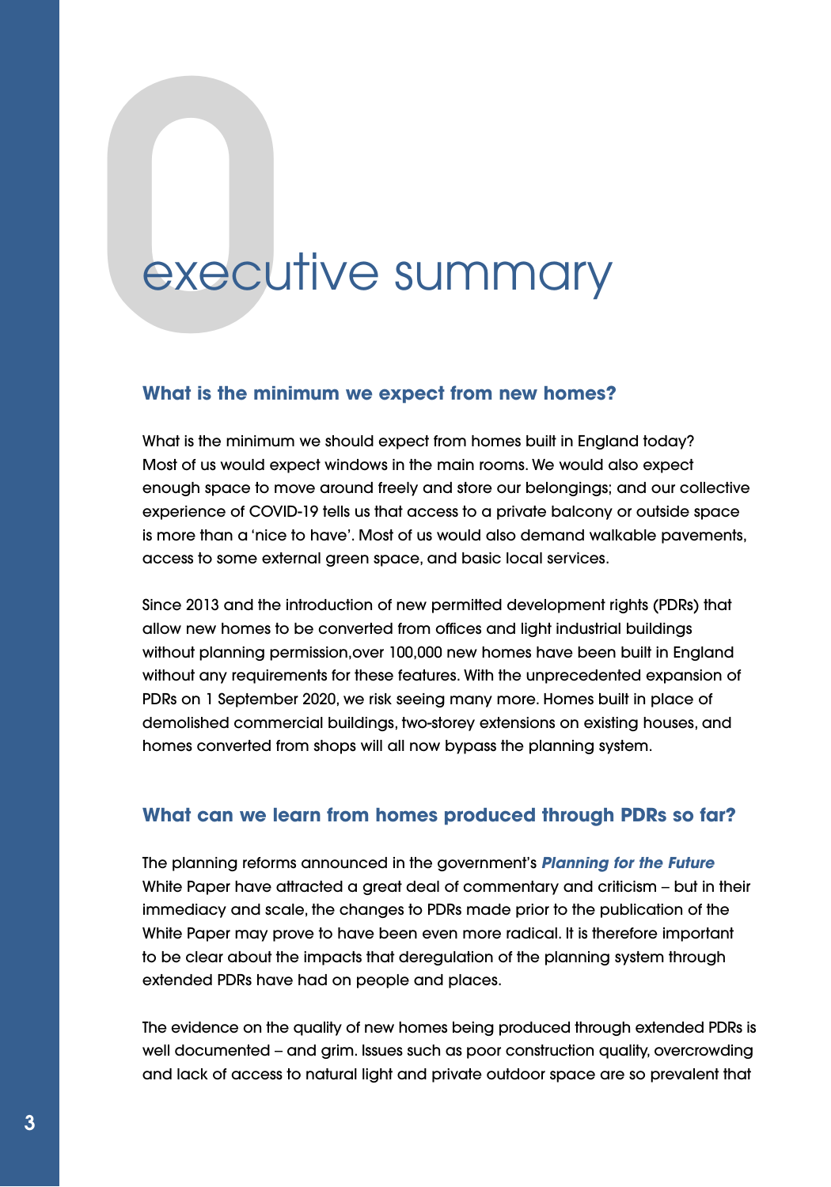# executive summary

## What is the minimum we expect from new homes?

What is the minimum we should expect from homes built in England today? Most of us would expect windows in the main rooms. We would also expect enough space to move around freely and store our belongings; and our collective experience of COVID-19 tells us that access to a private balcony or outside space is more than a 'nice to have'. Most of us would also demand walkable pavements, access to some external green space, and basic local services.

Since 2013 and the introduction of new permitted development rights (PDRs) that allow new homes to be converted from offices and light industrial buildings without planning permission,over 100,000 new homes have been built in England without any requirements for these features. With the unprecedented expansion of PDRs on 1 September 2020, we risk seeing many more. Homes built in place of demolished commercial buildings, two-storey extensions on existing houses, and homes converted from shops will all now bypass the planning system.

## What can we learn from homes produced through PDRs so far?

The planning reforms announced in the government's ***Planning for the Future*** White Paper have attracted a great deal of commentary and criticism – but in their immediacy and scale, the changes to PDRs made prior to the publication of the White Paper may prove to have been even more radical. It is therefore important to be clear about the impacts that deregulation of the planning system through extended PDRs have had on people and places.

The evidence on the quality of new homes being produced through extended PDRs is well documented – and grim. Issues such as poor construction quality, overcrowding and lack of access to natural light and private outdoor space are so prevalent that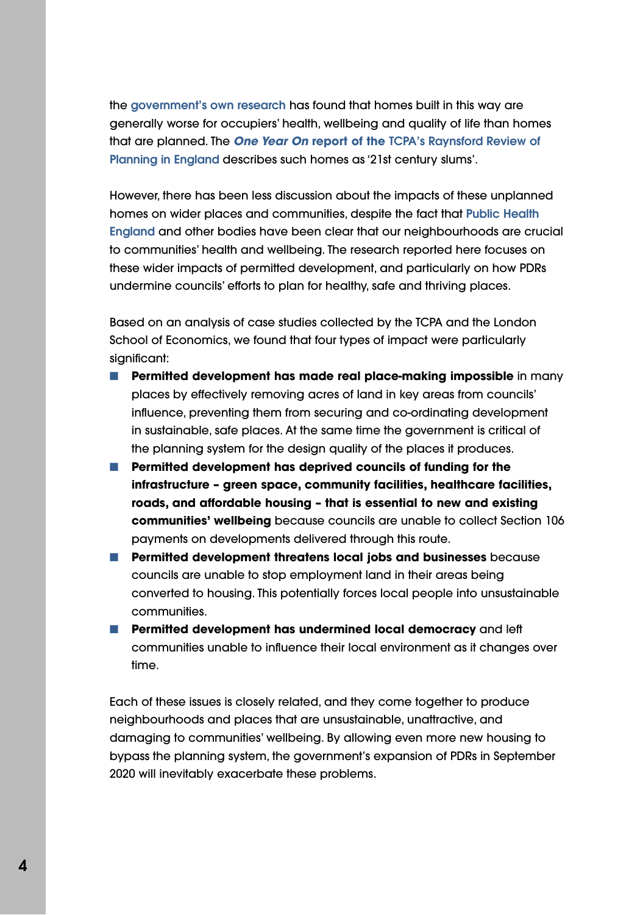the government's own research has found that homes built in this way are generally worse for occupiers' health, wellbeing and quality of life than homes that are planned. The ***One Year On*** **report of the** TCPA's Raynsford Review of Planning in England describes such homes as '21st century slums'.

However, there has been less discussion about the impacts of these unplanned homes on wider places and communities, despite the fact that Public Health England and other bodies have been clear that our neighbourhoods are crucial to communities' health and wellbeing. The research reported here focuses on these wider impacts of permitted development, and particularly on how PDRs undermine councils' efforts to plan for healthy, safe and thriving places.

Based on an analysis of case studies collected by the TCPA and the London School of Economics, we found that four types of impact were particularly significant:

- **Permitted development has made real place-making impossible** in many places by effectively removing acres of land in key areas from councils' influence, preventing them from securing and co-ordinating development in sustainable, safe places. At the same time the government is critical of the planning system for the design quality of the places it produces.
- **Permitted development has deprived councils of funding for the infrastructure – green space, community facilities, healthcare facilities, roads, and affordable housing – that is essential to new and existing communities' wellbeing** because councils are unable to collect Section 106 payments on developments delivered through this route.
- **Permitted development threatens local jobs and businesses** because councils are unable to stop employment land in their areas being converted to housing. This potentially forces local people into unsustainable communities.
- **Permitted development has undermined local democracy** and left communities unable to influence their local environment as it changes over time.

Each of these issues is closely related, and they come together to produce neighbourhoods and places that are unsustainable, unattractive, and damaging to communities' wellbeing. By allowing even more new housing to bypass the planning system, the government's expansion of PDRs in September 2020 will inevitably exacerbate these problems.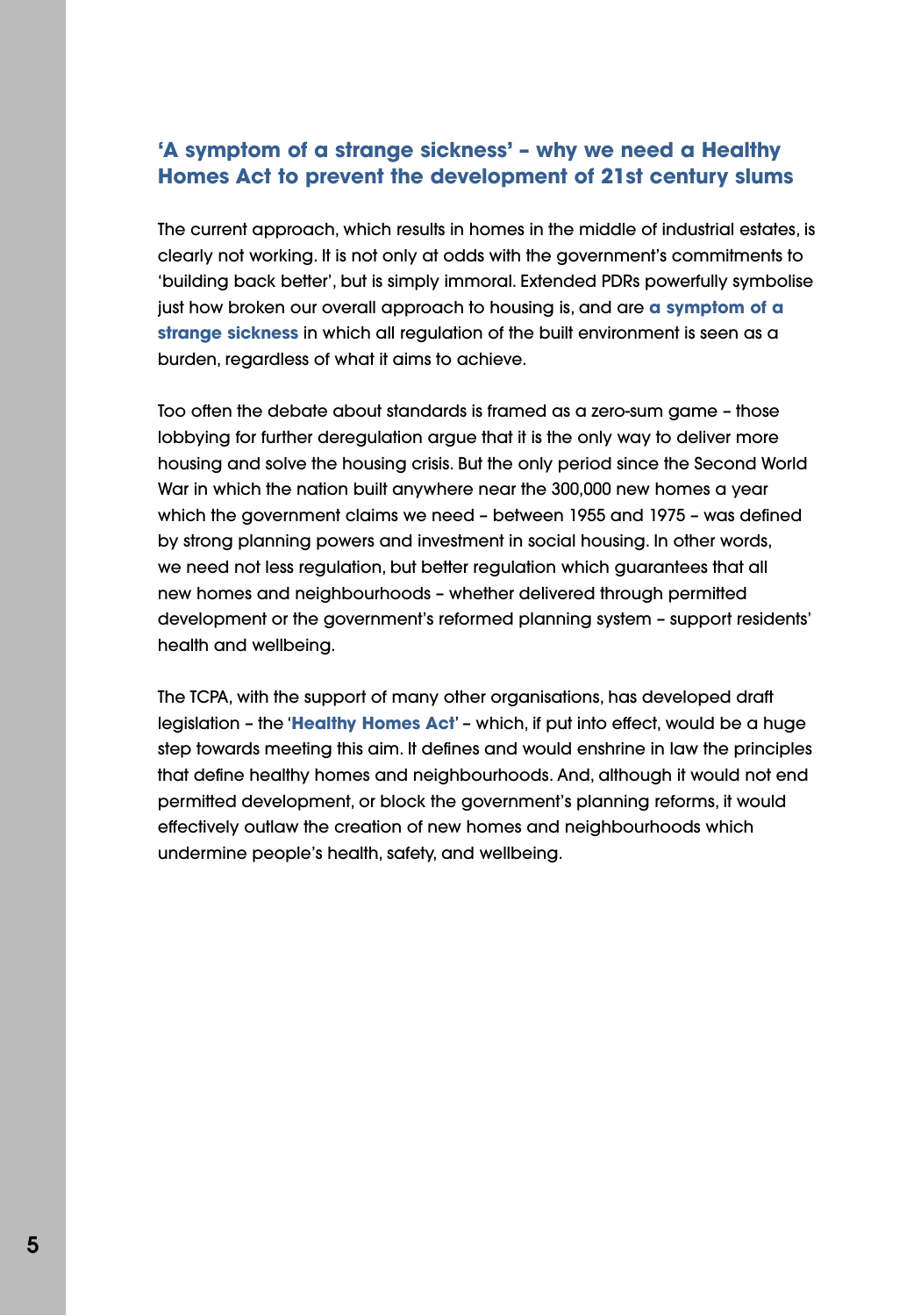## 'A symptom of a strange sickness' – why we need a Healthy Homes Act to prevent the development of 21st century slums

The current approach, which results in homes in the middle of industrial estates, is clearly not working. It is not only at odds with the government's commitments to 'building back better', but is simply immoral. Extended PDRs powerfully symbolise just how broken our overall approach to housing is, and are **a symptom of a strange sickness** in which all regulation of the built environment is seen as a burden, regardless of what it aims to achieve.

Too often the debate about standards is framed as a zero-sum game – those lobbying for further deregulation argue that it is the only way to deliver more housing and solve the housing crisis. But the only period since the Second World War in which the nation built anywhere near the 300,000 new homes a year which the government claims we need – between 1955 and 1975 – was defined by strong planning powers and investment in social housing. In other words, we need not less regulation, but better regulation which guarantees that all new homes and neighbourhoods – whether delivered through permitted development or the government's reformed planning system – support residents' health and wellbeing.

The TCPA, with the support of many other organisations, has developed draft legislation – the '**Healthy Homes Act**' – which, if put into effect, would be a huge step towards meeting this aim. It defines and would enshrine in law the principles that define healthy homes and neighbourhoods. And, although it would not end permitted development, or block the government's planning reforms, it would effectively outlaw the creation of new homes and neighbourhoods which undermine people's health, safety, and wellbeing.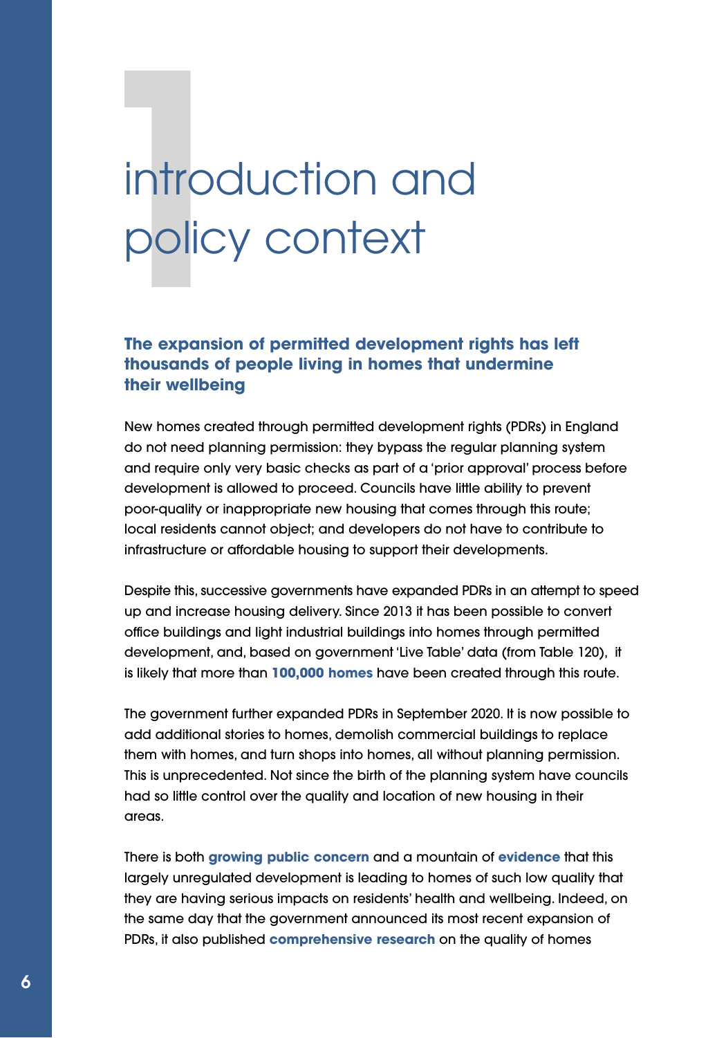# 1 introduction and policy context

## The expansion of permitted development rights has left thousands of people living in homes that undermine their wellbeing

New homes created through permitted development rights (PDRs) in England do not need planning permission: they bypass the regular planning system and require only very basic checks as part of a 'prior approval' process before development is allowed to proceed. Councils have little ability to prevent poor-quality or inappropriate new housing that comes through this route; local residents cannot object; and developers do not have to contribute to infrastructure or affordable housing to support their developments.

Despite this, successive governments have expanded PDRs in an attempt to speed up and increase housing delivery. Since 2013 it has been possible to convert office buildings and light industrial buildings into homes through permitted development, and, based on government 'Live Table' data (from Table 120), it is likely that more than **100,000 homes** have been created through this route.

The government further expanded PDRs in September 2020. It is now possible to add additional stories to homes, demolish commercial buildings to replace them with homes, and turn shops into homes, all without planning permission. This is unprecedented. Not since the birth of the planning system have councils had so little control over the quality and location of new housing in their areas.

There is both **growing public concern** and a mountain of **evidence** that this largely unregulated development is leading to homes of such low quality that they are having serious impacts on residents' health and wellbeing. Indeed, on the same day that the government announced its most recent expansion of PDRs, it also published **comprehensive research** on the quality of homes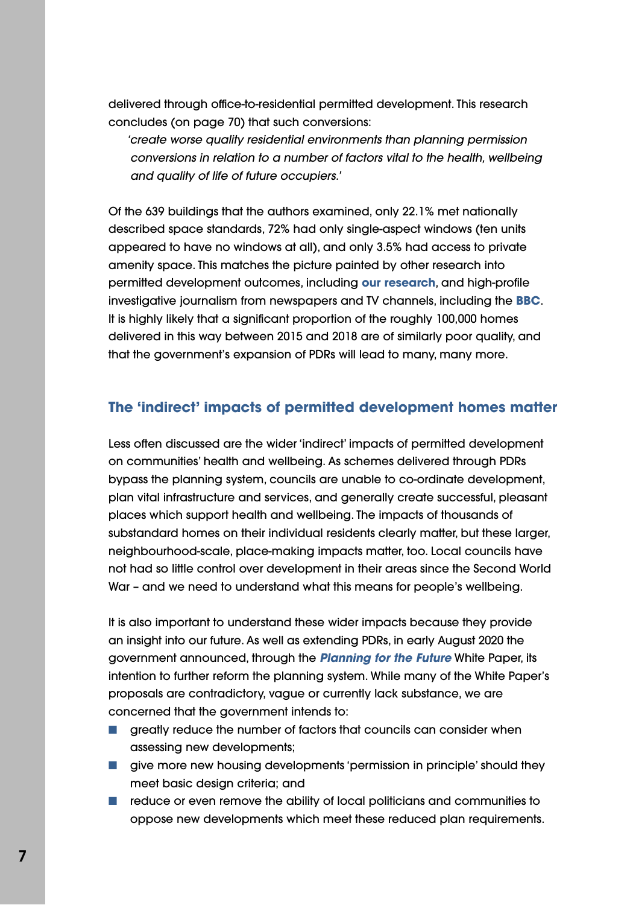delivered through office-to-residential permitted development. This research concludes (on page 70) that such conversions:

> *'create worse quality residential environments than planning permission conversions in relation to a number of factors vital to the health, wellbeing and quality of life of future occupiers.'*

Of the 639 buildings that the authors examined, only 22.1% met nationally described space standards, 72% had only single-aspect windows (ten units appeared to have no windows at all), and only 3.5% had access to private amenity space. This matches the picture painted by other research into permitted development outcomes, including **our research**, and high-profile investigative journalism from newspapers and TV channels, including the **BBC**. It is highly likely that a significant proportion of the roughly 100,000 homes delivered in this way between 2015 and 2018 are of similarly poor quality, and that the government's expansion of PDRs will lead to many, many more.

## The 'indirect' impacts of permitted development homes matter

Less often discussed are the wider 'indirect' impacts of permitted development on communities' health and wellbeing. As schemes delivered through PDRs bypass the planning system, councils are unable to co-ordinate development, plan vital infrastructure and services, and generally create successful, pleasant places which support health and wellbeing. The impacts of thousands of substandard homes on their individual residents clearly matter, but these larger, neighbourhood-scale, place-making impacts matter, too. Local councils have not had so little control over development in their areas since the Second World War – and we need to understand what this means for people's wellbeing.

It is also important to understand these wider impacts because they provide an insight into our future. As well as extending PDRs, in early August 2020 the government announced, through the ***Planning for the Future*** White Paper, its intention to further reform the planning system. While many of the White Paper's proposals are contradictory, vague or currently lack substance, we are concerned that the government intends to:

- greatly reduce the number of factors that councils can consider when assessing new developments;
- give more new housing developments 'permission in principle' should they meet basic design criteria; and
- reduce or even remove the ability of local politicians and communities to oppose new developments which meet these reduced plan requirements.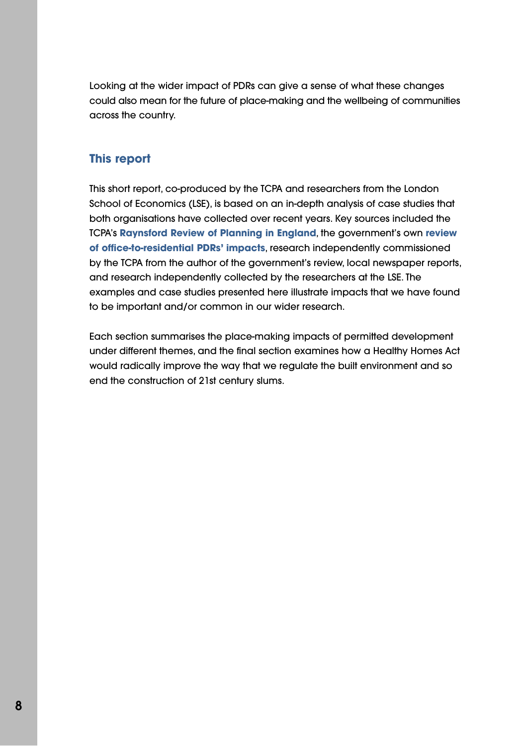Looking at the wider impact of PDRs can give a sense of what these changes could also mean for the future of place-making and the wellbeing of communities across the country.

## This report

This short report, co-produced by the TCPA and researchers from the London School of Economics (LSE), is based on an in-depth analysis of case studies that both organisations have collected over recent years. Key sources included the TCPA's **Raynsford Review of Planning in England**, the government's own **review of office-to-residential PDRs' impacts**, research independently commissioned by the TCPA from the author of the government's review, local newspaper reports, and research independently collected by the researchers at the LSE. The examples and case studies presented here illustrate impacts that we have found to be important and/or common in our wider research.

Each section summarises the place-making impacts of permitted development under different themes, and the final section examines how a Healthy Homes Act would radically improve the way that we regulate the built environment and so end the construction of 21st century slums.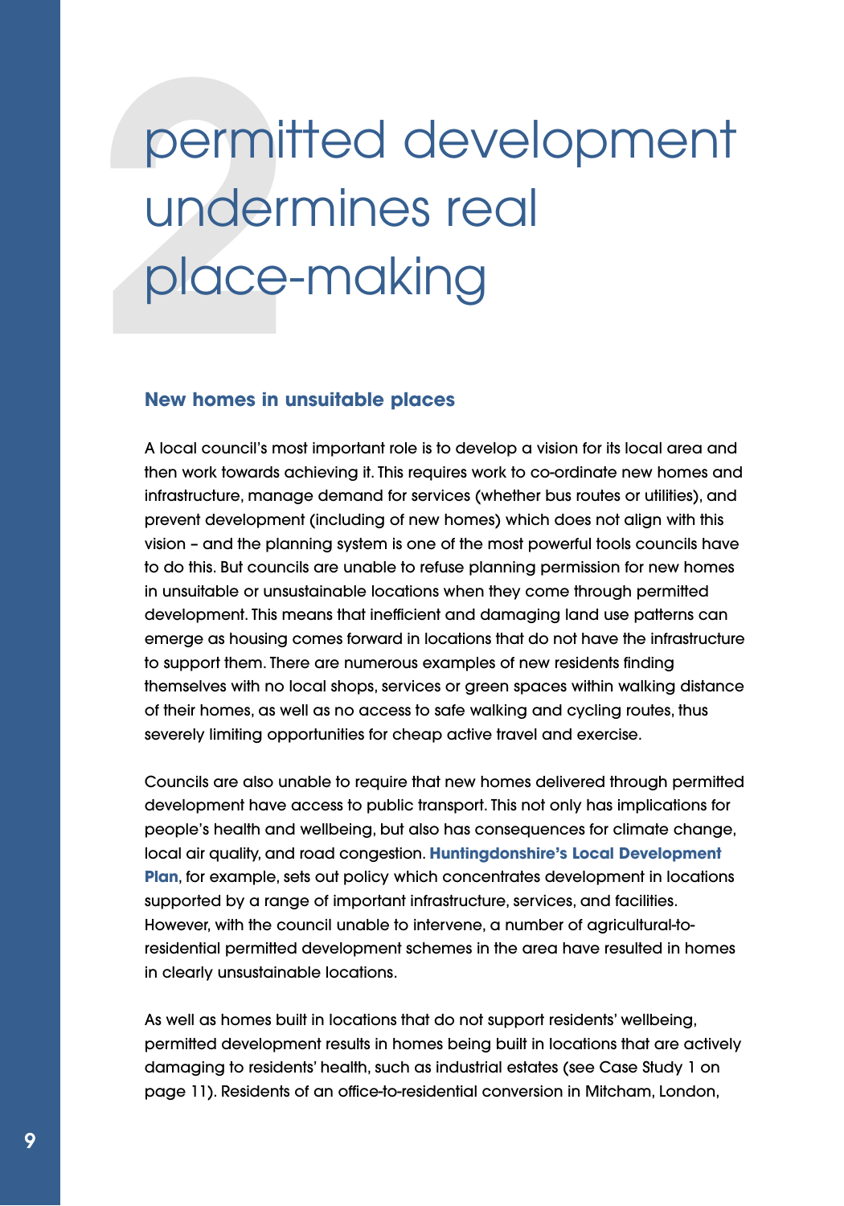# 2 permitted development undermines real place-making

## New homes in unsuitable places

A local council's most important role is to develop a vision for its local area and then work towards achieving it. This requires work to co-ordinate new homes and infrastructure, manage demand for services (whether bus routes or utilities), and prevent development (including of new homes) which does not align with this vision – and the planning system is one of the most powerful tools councils have to do this. But councils are unable to refuse planning permission for new homes in unsuitable or unsustainable locations when they come through permitted development. This means that inefficient and damaging land use patterns can emerge as housing comes forward in locations that do not have the infrastructure to support them. There are numerous examples of new residents finding themselves with no local shops, services or green spaces within walking distance of their homes, as well as no access to safe walking and cycling routes, thus severely limiting opportunities for cheap active travel and exercise.

Councils are also unable to require that new homes delivered through permitted development have access to public transport. This not only has implications for people's health and wellbeing, but also has consequences for climate change, local air quality, and road congestion. **Huntingdonshire's Local Development Plan**, for example, sets out policy which concentrates development in locations supported by a range of important infrastructure, services, and facilities. However, with the council unable to intervene, a number of agricultural-to-residential permitted development schemes in the area have resulted in homes in clearly unsustainable locations.

As well as homes built in locations that do not support residents' wellbeing, permitted development results in homes being built in locations that are actively damaging to residents' health, such as industrial estates (see Case Study 1 on page 11). Residents of an office-to-residential conversion in Mitcham, London,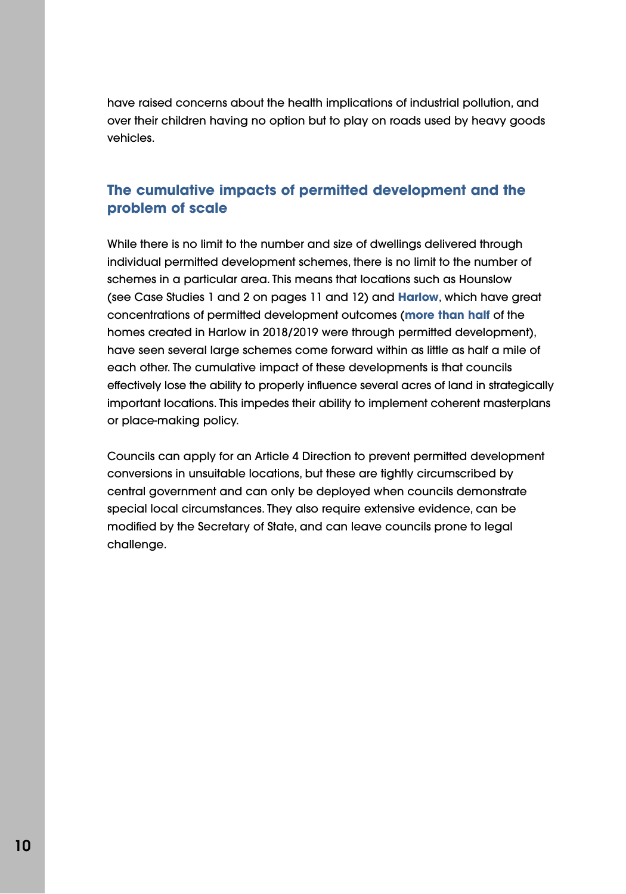have raised concerns about the health implications of industrial pollution, and over their children having no option but to play on roads used by heavy goods vehicles.

## The cumulative impacts of permitted development and the problem of scale

While there is no limit to the number and size of dwellings delivered through individual permitted development schemes, there is no limit to the number of schemes in a particular area. This means that locations such as Hounslow (see Case Studies 1 and 2 on pages 11 and 12) and **Harlow**, which have great concentrations of permitted development outcomes (**more than half** of the homes created in Harlow in 2018/2019 were through permitted development), have seen several large schemes come forward within as little as half a mile of each other. The cumulative impact of these developments is that councils effectively lose the ability to properly influence several acres of land in strategically important locations. This impedes their ability to implement coherent masterplans or place-making policy.

Councils can apply for an Article 4 Direction to prevent permitted development conversions in unsuitable locations, but these are tightly circumscribed by central government and can only be deployed when councils demonstrate special local circumstances. They also require extensive evidence, can be modified by the Secretary of State, and can leave councils prone to legal challenge.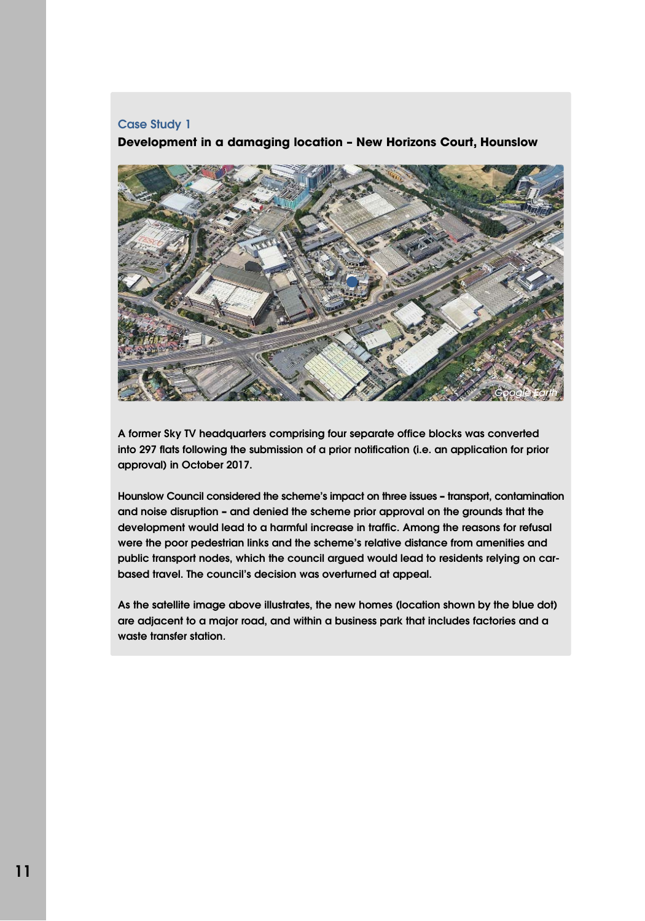### Case Study 1

**Development in a damaging location – New Horizons Court, Hounslow**

A former Sky TV headquarters comprising four separate office blocks was converted into 297 flats following the submission of a prior notification (i.e. an application for prior approval) in October 2017.

Hounslow Council considered the scheme's impact on three issues – transport, contamination and noise disruption – and denied the scheme prior approval on the grounds that the development would lead to a harmful increase in traffic. Among the reasons for refusal were the poor pedestrian links and the scheme's relative distance from amenities and public transport nodes, which the council argued would lead to residents relying on car-based travel. The council's decision was overturned at appeal.

As the satellite image above illustrates, the new homes (location shown by the blue dot) are adjacent to a major road, and within a business park that includes factories and a waste transfer station.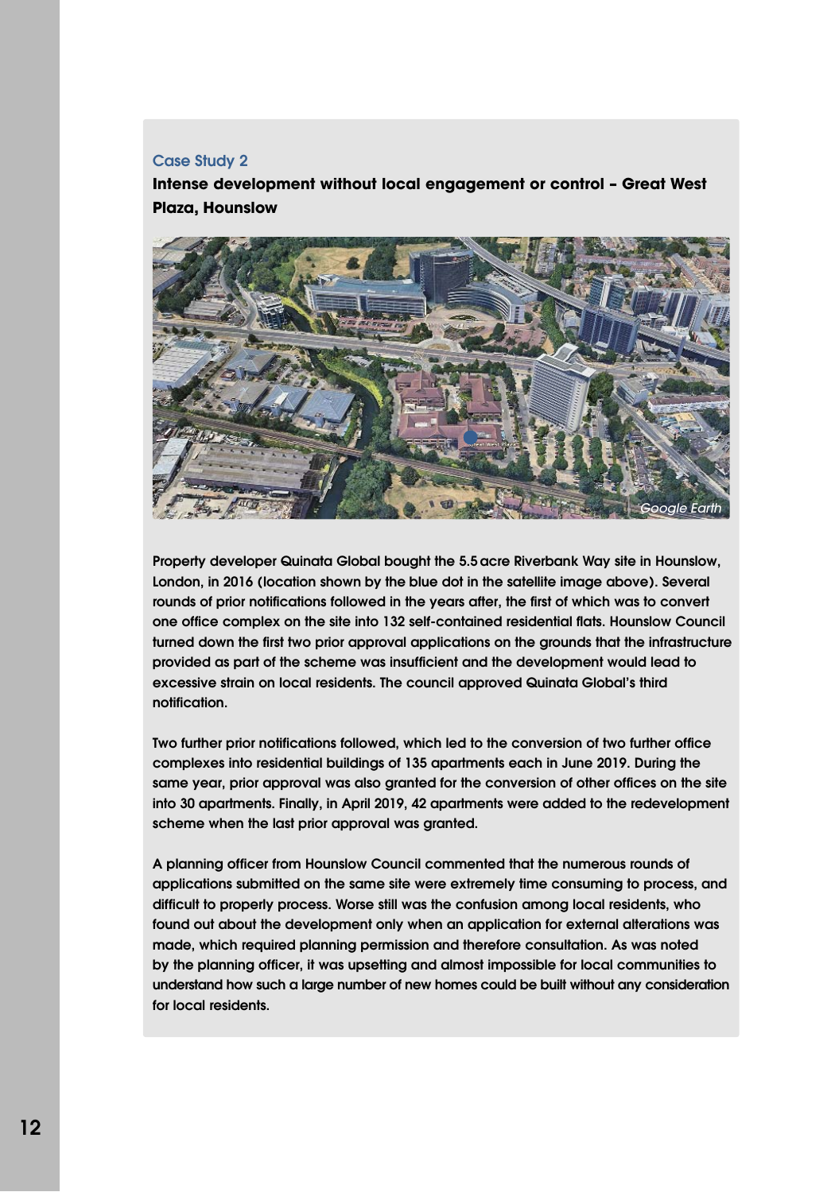Case Study 2

**Intense development without local engagement or control – Great West Plaza, Hounslow**

*Google Earth*

Property developer Quinata Global bought the 5.5 acre Riverbank Way site in Hounslow, London, in 2016 (location shown by the blue dot in the satellite image above). Several rounds of prior notifications followed in the years after, the first of which was to convert one office complex on the site into 132 self-contained residential flats. Hounslow Council turned down the first two prior approval applications on the grounds that the infrastructure provided as part of the scheme was insufficient and the development would lead to excessive strain on local residents. The council approved Quinata Global's third notification.

Two further prior notifications followed, which led to the conversion of two further office complexes into residential buildings of 135 apartments each in June 2019. During the same year, prior approval was also granted for the conversion of other offices on the site into 30 apartments. Finally, in April 2019, 42 apartments were added to the redevelopment scheme when the last prior approval was granted.

A planning officer from Hounslow Council commented that the numerous rounds of applications submitted on the same site were extremely time consuming to process, and difficult to properly process. Worse still was the confusion among local residents, who found out about the development only when an application for external alterations was made, which required planning permission and therefore consultation. As was noted by the planning officer, it was upsetting and almost impossible for local communities to understand how such a large number of new homes could be built without any consideration for local residents.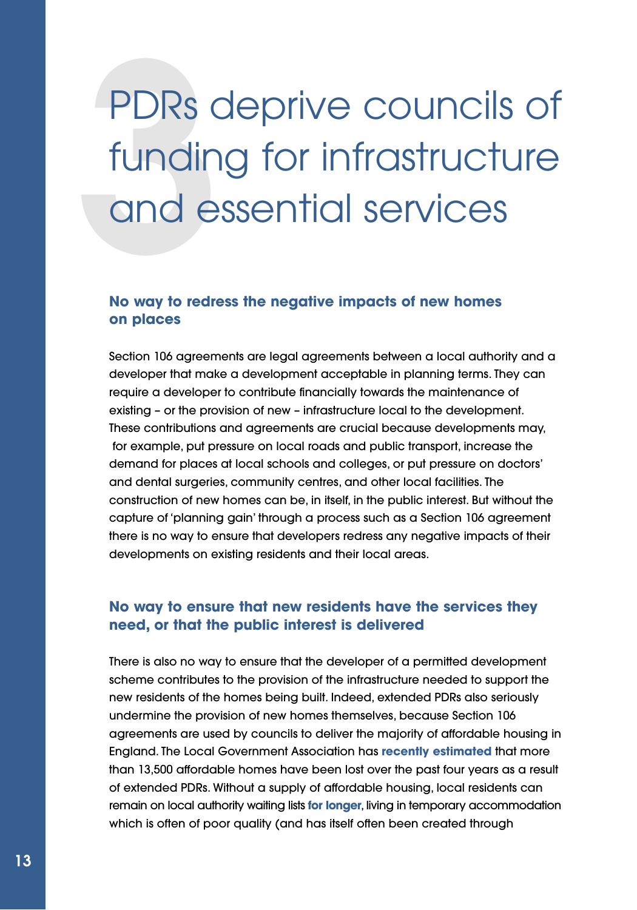# 3 PDRs deprive councils of funding for infrastructure and essential services

## No way to redress the negative impacts of new homes on places

Section 106 agreements are legal agreements between a local authority and a developer that make a development acceptable in planning terms. They can require a developer to contribute financially towards the maintenance of existing – or the provision of new – infrastructure local to the development. These contributions and agreements are crucial because developments may, for example, put pressure on local roads and public transport, increase the demand for places at local schools and colleges, or put pressure on doctors' and dental surgeries, community centres, and other local facilities. The construction of new homes can be, in itself, in the public interest. But without the capture of 'planning gain' through a process such as a Section 106 agreement there is no way to ensure that developers redress any negative impacts of their developments on existing residents and their local areas.

## No way to ensure that new residents have the services they need, or that the public interest is delivered

There is also no way to ensure that the developer of a permitted development scheme contributes to the provision of the infrastructure needed to support the new residents of the homes being built. Indeed, extended PDRs also seriously undermine the provision of new homes themselves, because Section 106 agreements are used by councils to deliver the majority of affordable housing in England. The Local Government Association has **recently estimated** that more than 13,500 affordable homes have been lost over the past four years as a result of extended PDRs. Without a supply of affordable housing, local residents can remain on local authority waiting lists **for longer**, living in temporary accommodation which is often of poor quality (and has itself often been created through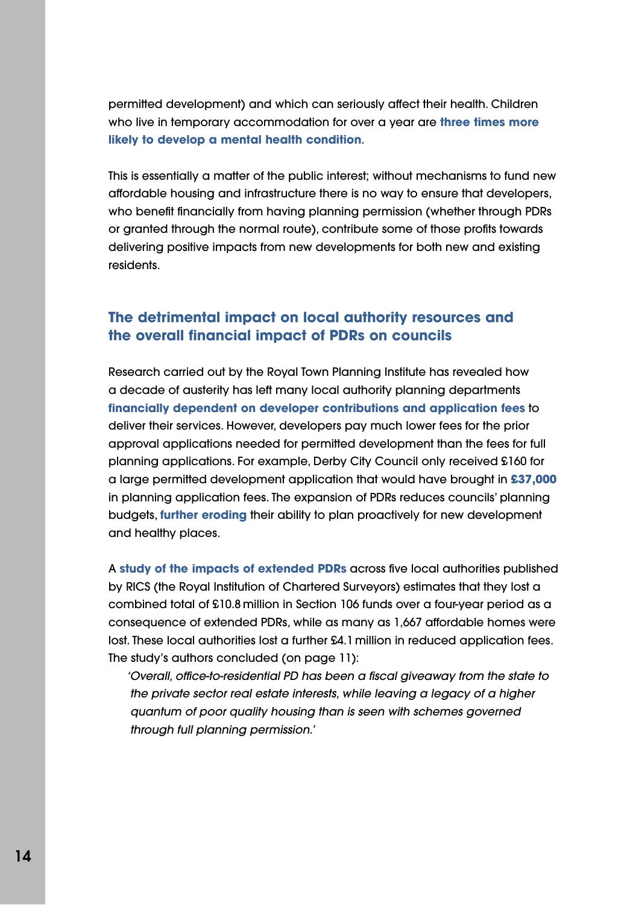permitted development) and which can seriously affect their health. Children who live in temporary accommodation for over a year are **three times more likely to develop a mental health condition**.

This is essentially a matter of the public interest; without mechanisms to fund new affordable housing and infrastructure there is no way to ensure that developers, who benefit financially from having planning permission (whether through PDRs or granted through the normal route), contribute some of those profits towards delivering positive impacts from new developments for both new and existing residents.

## The detrimental impact on local authority resources and the overall financial impact of PDRs on councils

Research carried out by the Royal Town Planning Institute has revealed how a decade of austerity has left many local authority planning departments **financially dependent on developer contributions and application fees** to deliver their services. However, developers pay much lower fees for the prior approval applications needed for permitted development than the fees for full planning applications. For example, Derby City Council only received £160 for a large permitted development application that would have brought in **£37,000** in planning application fees. The expansion of PDRs reduces councils' planning budgets, **further eroding** their ability to plan proactively for new development and healthy places.

A **study of the impacts of extended PDRs** across five local authorities published by RICS (the Royal Institution of Chartered Surveyors) estimates that they lost a combined total of £10.8 million in Section 106 funds over a four-year period as a consequence of extended PDRs, while as many as 1,667 affordable homes were lost. These local authorities lost a further £4.1 million in reduced application fees. The study's authors concluded (on page 11):

> *'Overall, office-to-residential PD has been a fiscal giveaway from the state to the private sector real estate interests, while leaving a legacy of a higher quantum of poor quality housing than is seen with schemes governed through full planning permission.'*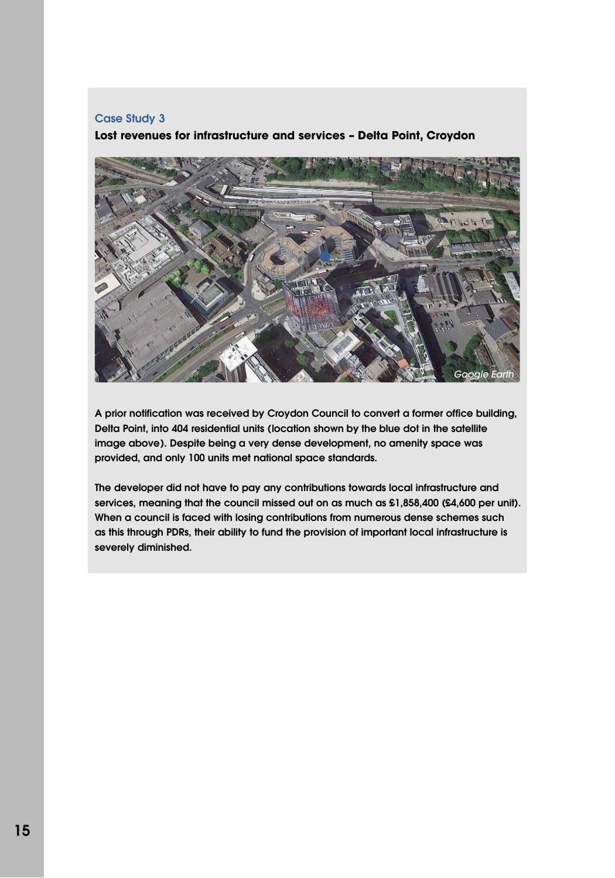Case Study 3

**Lost revenues for infrastructure and services – Delta Point, Croydon**

A prior notification was received by Croydon Council to convert a former office building, Delta Point, into 404 residential units (location shown by the blue dot in the satellite image above). Despite being a very dense development, no amenity space was provided, and only 100 units met national space standards.

The developer did not have to pay any contributions towards local infrastructure and services, meaning that the council missed out on as much as £1,858,400 (£4,600 per unit). When a council is faced with losing contributions from numerous dense schemes such as this through PDRs, their ability to fund the provision of important local infrastructure is severely diminished.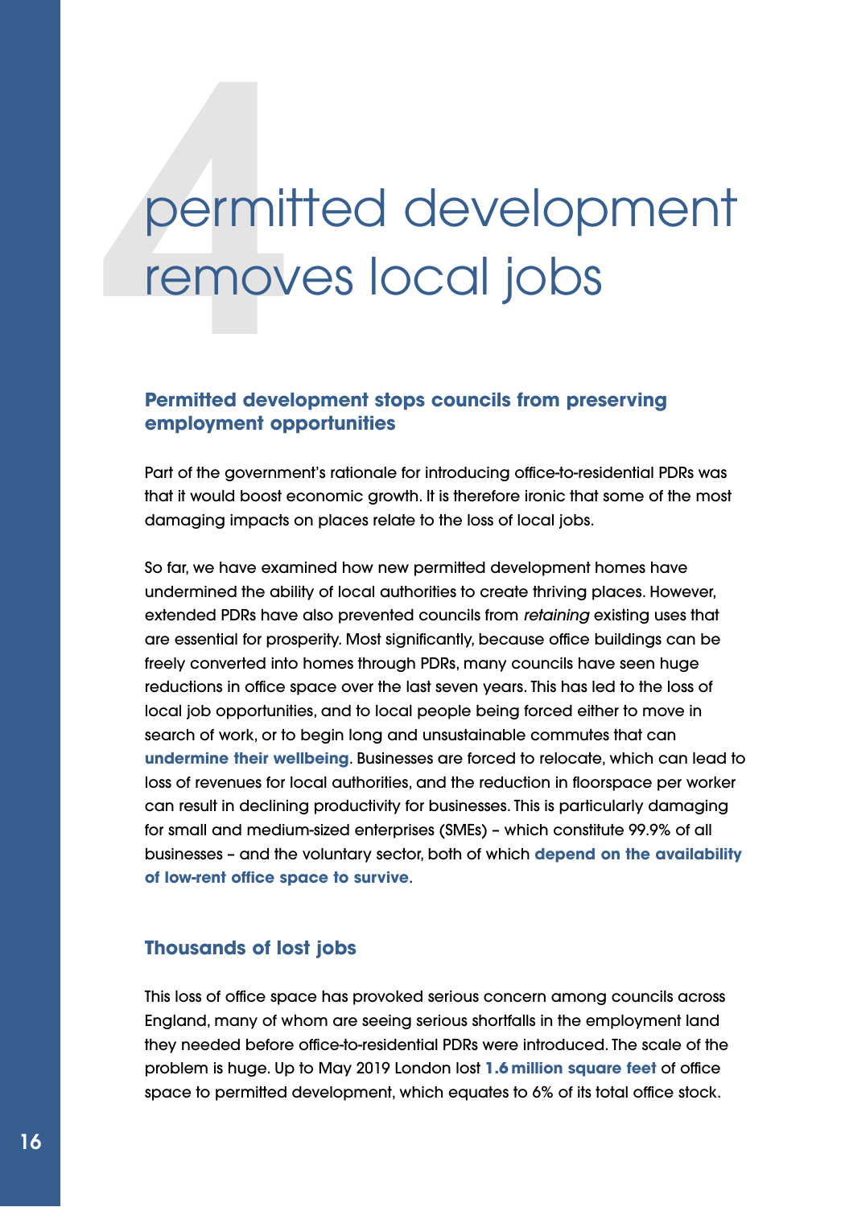# 4 permitted development removes local jobs

## Permitted development stops councils from preserving employment opportunities

Part of the government's rationale for introducing office-to-residential PDRs was that it would boost economic growth. It is therefore ironic that some of the most damaging impacts on places relate to the loss of local jobs.

So far, we have examined how new permitted development homes have undermined the ability of local authorities to create thriving places. However, extended PDRs have also prevented councils from *retaining* existing uses that are essential for prosperity. Most significantly, because office buildings can be freely converted into homes through PDRs, many councils have seen huge reductions in office space over the last seven years. This has led to the loss of local job opportunities, and to local people being forced either to move in search of work, or to begin long and unsustainable commutes that can **undermine their wellbeing**. Businesses are forced to relocate, which can lead to loss of revenues for local authorities, and the reduction in floorspace per worker can result in declining productivity for businesses. This is particularly damaging for small and medium-sized enterprises (SMEs) – which constitute 99.9% of all businesses – and the voluntary sector, both of which **depend on the availability of low-rent office space to survive**.

## Thousands of lost jobs

This loss of office space has provoked serious concern among councils across England, many of whom are seeing serious shortfalls in the employment land they needed before office-to-residential PDRs were introduced. The scale of the problem is huge. Up to May 2019 London lost **1.6 million square feet** of office space to permitted development, which equates to 6% of its total office stock.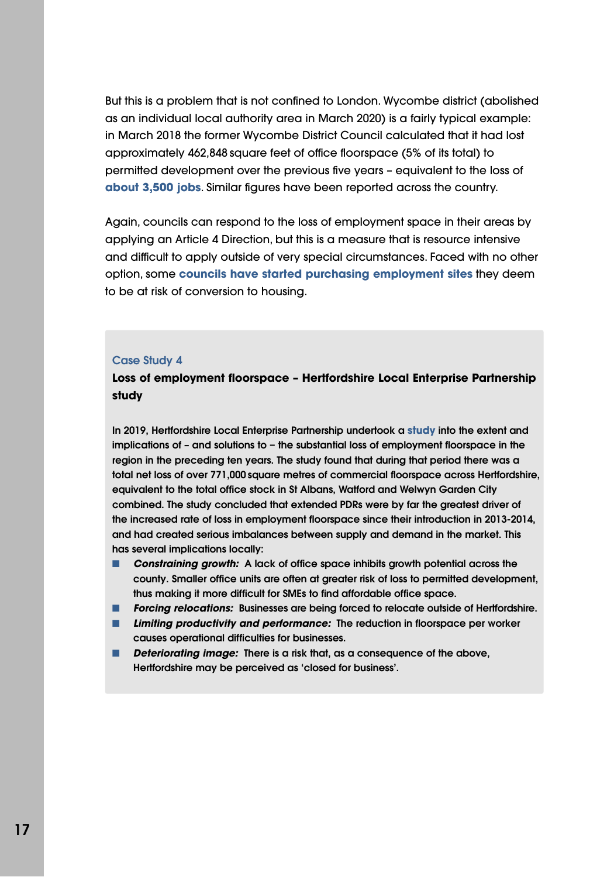But this is a problem that is not confined to London. Wycombe district (abolished as an individual local authority area in March 2020) is a fairly typical example: in March 2018 the former Wycombe District Council calculated that it had lost approximately 462,848 square feet of office floorspace (5% of its total) to permitted development over the previous five years – equivalent to the loss of **about 3,500 jobs**. Similar figures have been reported across the country.

Again, councils can respond to the loss of employment space in their areas by applying an Article 4 Direction, but this is a measure that is resource intensive and difficult to apply outside of very special circumstances. Faced with no other option, some **councils have started purchasing employment sites** they deem to be at risk of conversion to housing.

### Case Study 4

**Loss of employment floorspace – Hertfordshire Local Enterprise Partnership study**

In 2019, Hertfordshire Local Enterprise Partnership undertook a **study** into the extent and implications of – and solutions to – the substantial loss of employment floorspace in the region in the preceding ten years. The study found that during that period there was a total net loss of over 771,000 square metres of commercial floorspace across Hertfordshire, equivalent to the total office stock in St Albans, Watford and Welwyn Garden City combined. The study concluded that extended PDRs were by far the greatest driver of the increased rate of loss in employment floorspace since their introduction in 2013-2014, and had created serious imbalances between supply and demand in the market. This has several implications locally:

- ***Constraining growth:*** A lack of office space inhibits growth potential across the county. Smaller office units are often at greater risk of loss to permitted development, thus making it more difficult for SMEs to find affordable office space.
- ***Forcing relocations:*** Businesses are being forced to relocate outside of Hertfordshire.
- ***Limiting productivity and performance:*** The reduction in floorspace per worker causes operational difficulties for businesses.
- ***Deteriorating image:*** There is a risk that, as a consequence of the above, Hertfordshire may be perceived as 'closed for business'.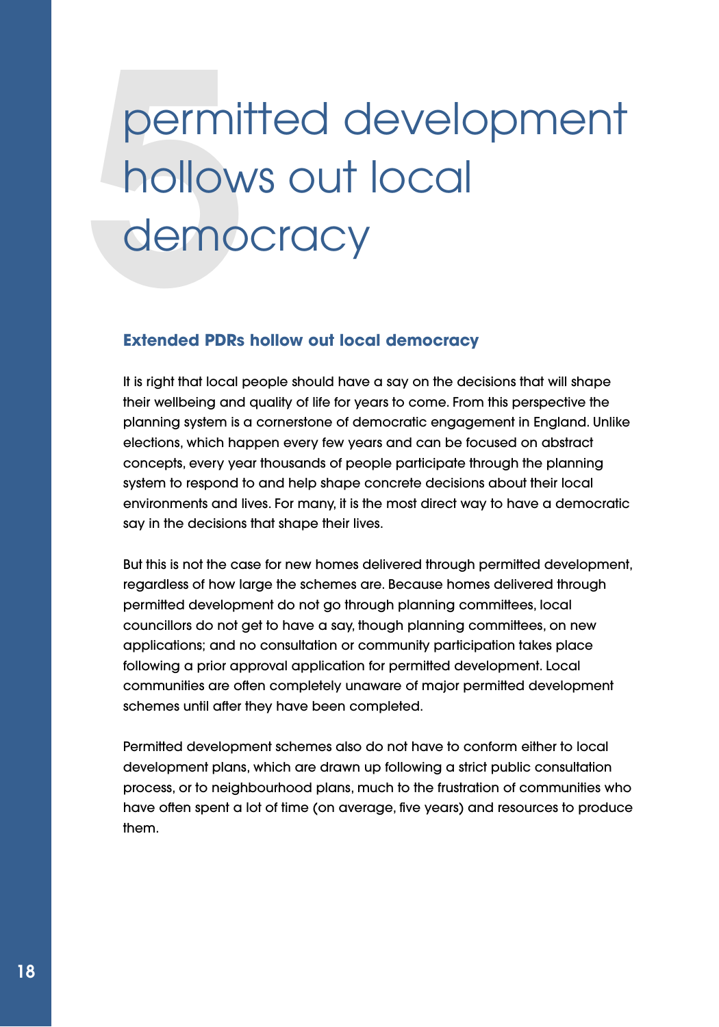# 5 permitted development hollows out local democracy

## Extended PDRs hollow out local democracy

It is right that local people should have a say on the decisions that will shape their wellbeing and quality of life for years to come. From this perspective the planning system is a cornerstone of democratic engagement in England. Unlike elections, which happen every few years and can be focused on abstract concepts, every year thousands of people participate through the planning system to respond to and help shape concrete decisions about their local environments and lives. For many, it is the most direct way to have a democratic say in the decisions that shape their lives.

But this is not the case for new homes delivered through permitted development, regardless of how large the schemes are. Because homes delivered through permitted development do not go through planning committees, local councillors do not get to have a say, though planning committees, on new applications; and no consultation or community participation takes place following a prior approval application for permitted development. Local communities are often completely unaware of major permitted development schemes until after they have been completed.

Permitted development schemes also do not have to conform either to local development plans, which are drawn up following a strict public consultation process, or to neighbourhood plans, much to the frustration of communities who have often spent a lot of time (on average, five years) and resources to produce them.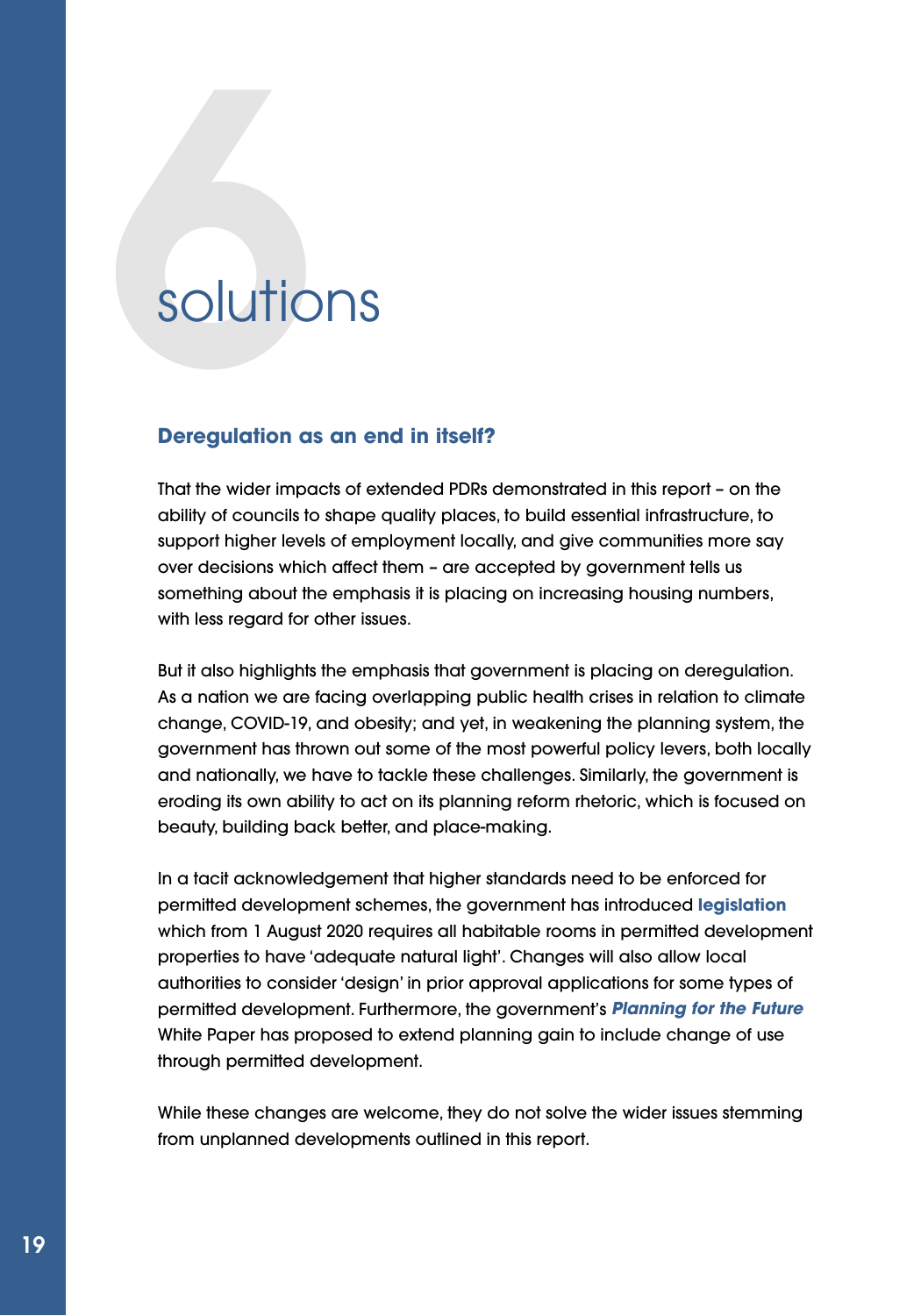# 6 solutions

## Deregulation as an end in itself?

That the wider impacts of extended PDRs demonstrated in this report – on the ability of councils to shape quality places, to build essential infrastructure, to support higher levels of employment locally, and give communities more say over decisions which affect them – are accepted by government tells us something about the emphasis it is placing on increasing housing numbers, with less regard for other issues.

But it also highlights the emphasis that government is placing on deregulation. As a nation we are facing overlapping public health crises in relation to climate change, COVID-19, and obesity; and yet, in weakening the planning system, the government has thrown out some of the most powerful policy levers, both locally and nationally, we have to tackle these challenges. Similarly, the government is eroding its own ability to act on its planning reform rhetoric, which is focused on beauty, building back better, and place-making.

In a tacit acknowledgement that higher standards need to be enforced for permitted development schemes, the government has introduced **legislation** which from 1 August 2020 requires all habitable rooms in permitted development properties to have 'adequate natural light'. Changes will also allow local authorities to consider 'design' in prior approval applications for some types of permitted development. Furthermore, the government's ***Planning for the Future*** White Paper has proposed to extend planning gain to include change of use through permitted development.

While these changes are welcome, they do not solve the wider issues stemming from unplanned developments outlined in this report.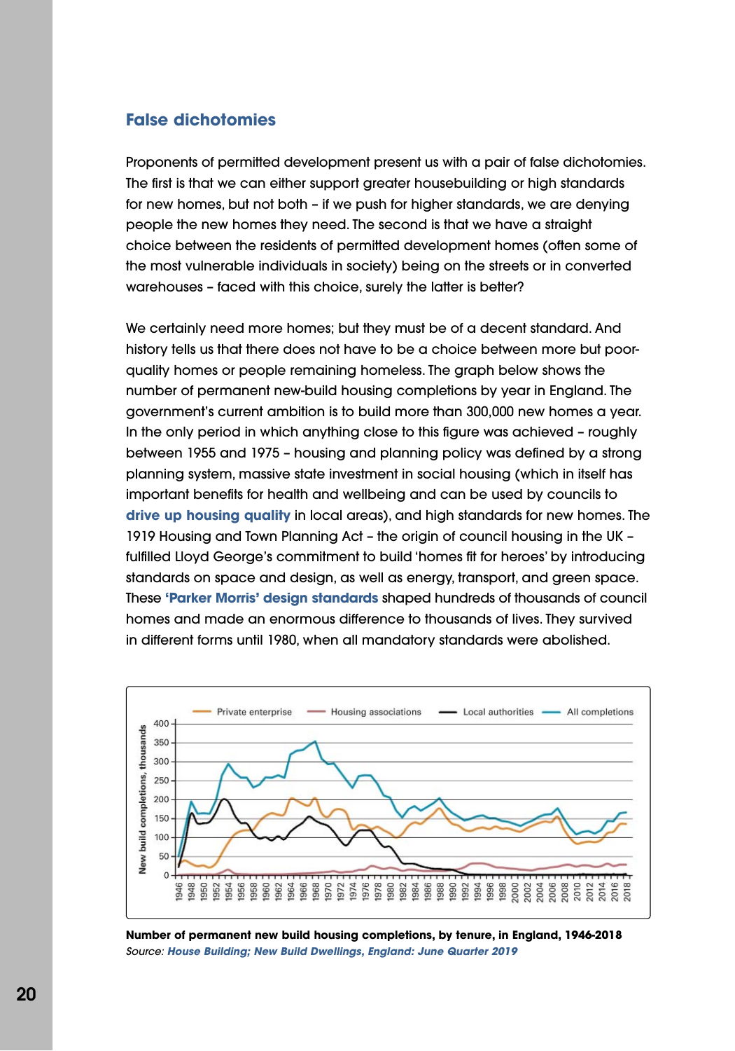## False dichotomies

Proponents of permitted development present us with a pair of false dichotomies. The first is that we can either support greater housebuilding or high standards for new homes, but not both – if we push for higher standards, we are denying people the new homes they need. The second is that we have a straight choice between the residents of permitted development homes (often some of the most vulnerable individuals in society) being on the streets or in converted warehouses – faced with this choice, surely the latter is better?

We certainly need more homes; but they must be of a decent standard. And history tells us that there does not have to be a choice between more but poor-quality homes or people remaining homeless. The graph below shows the number of permanent new-build housing completions by year in England. The government's current ambition is to build more than 300,000 new homes a year. In the only period in which anything close to this figure was achieved – roughly between 1955 and 1975 – housing and planning policy was defined by a strong planning system, massive state investment in social housing (which in itself has important benefits for health and wellbeing and can be used by councils to **drive up housing quality** in local areas), and high standards for new homes. The 1919 Housing and Town Planning Act – the origin of council housing in the UK – fulfilled Lloyd George's commitment to build 'homes fit for heroes' by introducing standards on space and design, as well as energy, transport, and green space. These **'Parker Morris' design standards** shaped hundreds of thousands of council homes and made an enormous difference to thousands of lives. They survived in different forms until 1980, when all mandatory standards were abolished.

**Number of permanent new build housing completions, by tenure, in England, 1946-2018**
*Source:* ***House Building; New Build Dwellings, England: June Quarter 2019***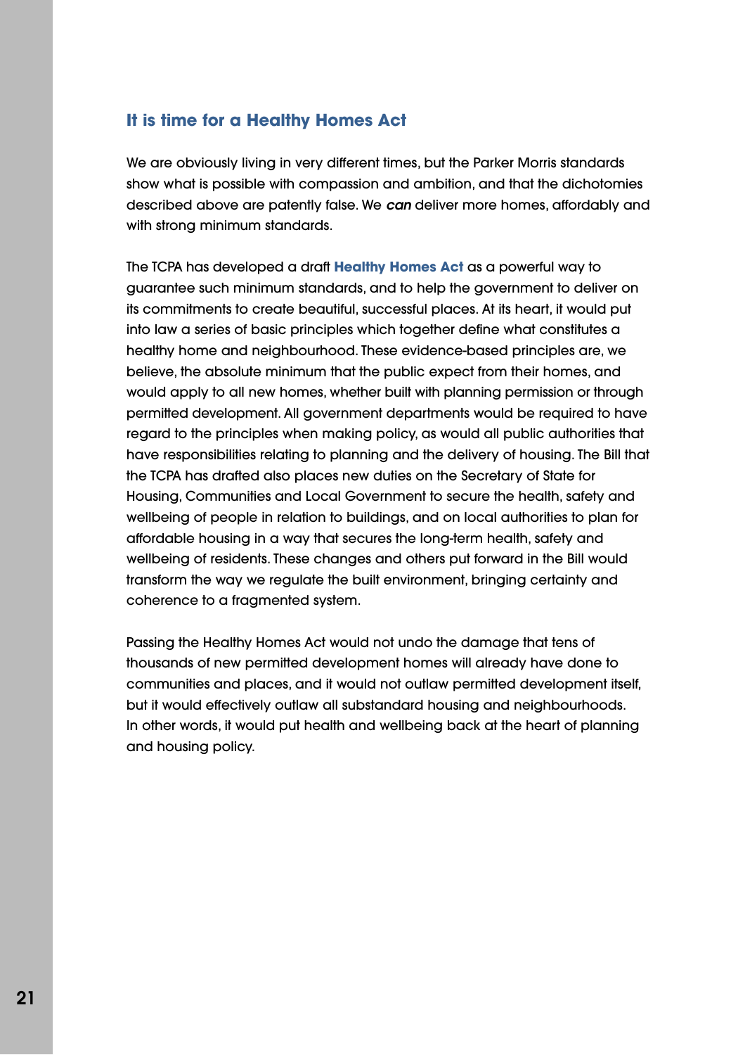## It is time for a Healthy Homes Act

We are obviously living in very different times, but the Parker Morris standards show what is possible with compassion and ambition, and that the dichotomies described above are patently false. We ***can*** deliver more homes, affordably and with strong minimum standards.

The TCPA has developed a draft **Healthy Homes Act** as a powerful way to guarantee such minimum standards, and to help the government to deliver on its commitments to create beautiful, successful places. At its heart, it would put into law a series of basic principles which together define what constitutes a healthy home and neighbourhood. These evidence-based principles are, we believe, the absolute minimum that the public expect from their homes, and would apply to all new homes, whether built with planning permission or through permitted development. All government departments would be required to have regard to the principles when making policy, as would all public authorities that have responsibilities relating to planning and the delivery of housing. The Bill that the TCPA has drafted also places new duties on the Secretary of State for Housing, Communities and Local Government to secure the health, safety and wellbeing of people in relation to buildings, and on local authorities to plan for affordable housing in a way that secures the long-term health, safety and wellbeing of residents. These changes and others put forward in the Bill would transform the way we regulate the built environment, bringing certainty and coherence to a fragmented system.

Passing the Healthy Homes Act would not undo the damage that tens of thousands of new permitted development homes will already have done to communities and places, and it would not outlaw permitted development itself, but it would effectively outlaw all substandard housing and neighbourhoods. In other words, it would put health and wellbeing back at the heart of planning and housing policy.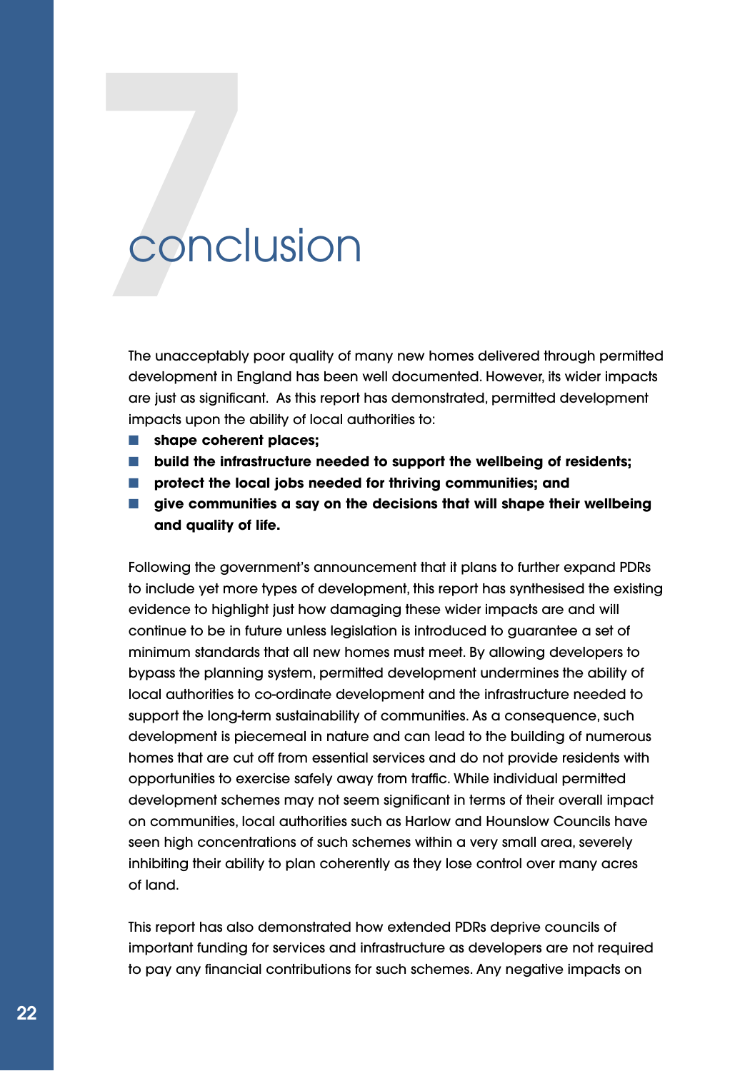# 7 conclusion

The unacceptably poor quality of many new homes delivered through permitted development in England has been well documented. However, its wider impacts are just as significant. As this report has demonstrated, permitted development impacts upon the ability of local authorities to:

- **shape coherent places;**
- **build the infrastructure needed to support the wellbeing of residents;**
- **protect the local jobs needed for thriving communities; and**
- **give communities a say on the decisions that will shape their wellbeing and quality of life.**

Following the government's announcement that it plans to further expand PDRs to include yet more types of development, this report has synthesised the existing evidence to highlight just how damaging these wider impacts are and will continue to be in future unless legislation is introduced to guarantee a set of minimum standards that all new homes must meet. By allowing developers to bypass the planning system, permitted development undermines the ability of local authorities to co-ordinate development and the infrastructure needed to support the long-term sustainability of communities. As a consequence, such development is piecemeal in nature and can lead to the building of numerous homes that are cut off from essential services and do not provide residents with opportunities to exercise safely away from traffic. While individual permitted development schemes may not seem significant in terms of their overall impact on communities, local authorities such as Harlow and Hounslow Councils have seen high concentrations of such schemes within a very small area, severely inhibiting their ability to plan coherently as they lose control over many acres of land.

This report has also demonstrated how extended PDRs deprive councils of important funding for services and infrastructure as developers are not required to pay any financial contributions for such schemes. Any negative impacts on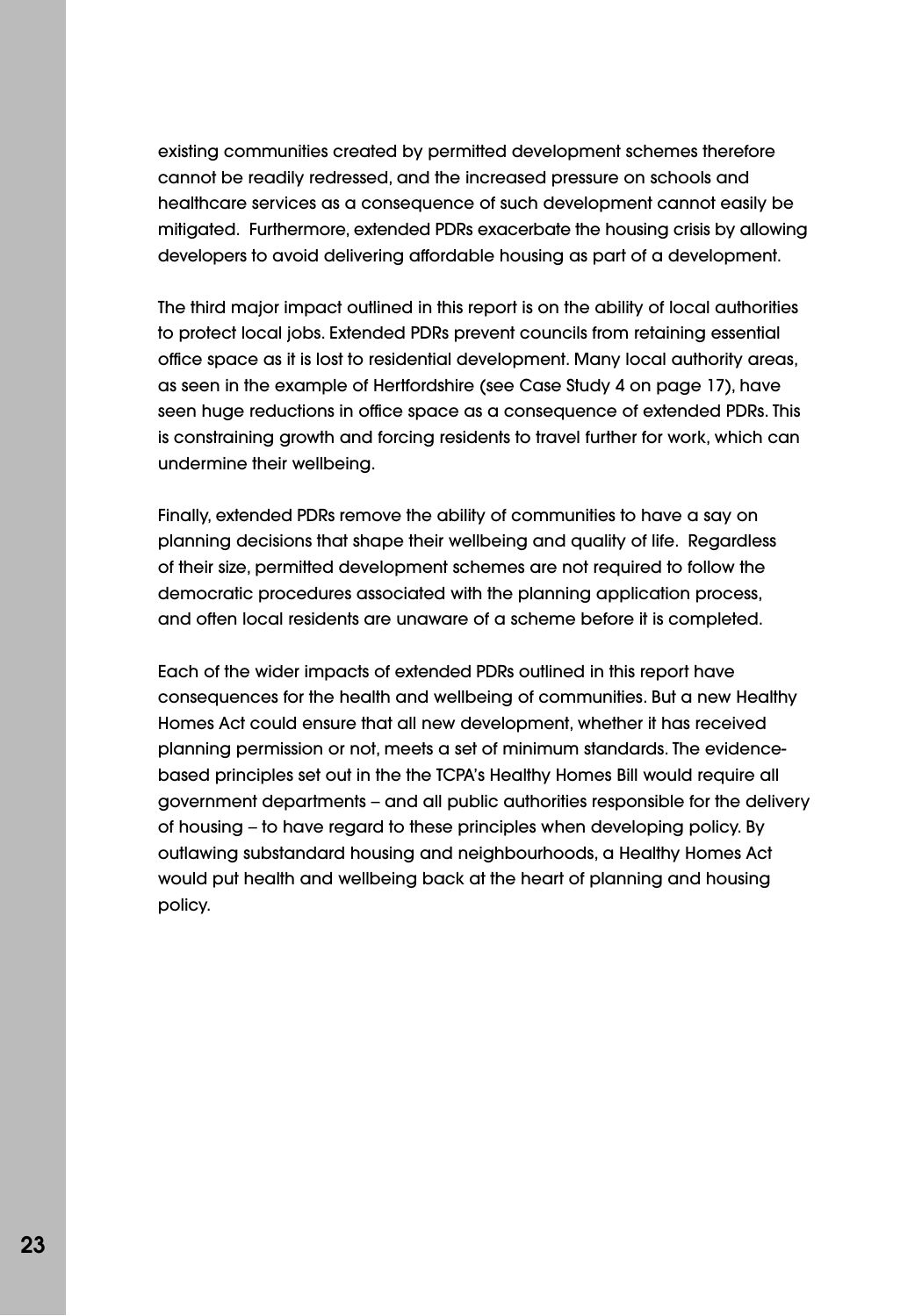existing communities created by permitted development schemes therefore cannot be readily redressed, and the increased pressure on schools and healthcare services as a consequence of such development cannot easily be mitigated. Furthermore, extended PDRs exacerbate the housing crisis by allowing developers to avoid delivering affordable housing as part of a development.

The third major impact outlined in this report is on the ability of local authorities to protect local jobs. Extended PDRs prevent councils from retaining essential office space as it is lost to residential development. Many local authority areas, as seen in the example of Hertfordshire (see Case Study 4 on page 17), have seen huge reductions in office space as a consequence of extended PDRs. This is constraining growth and forcing residents to travel further for work, which can undermine their wellbeing.

Finally, extended PDRs remove the ability of communities to have a say on planning decisions that shape their wellbeing and quality of life. Regardless of their size, permitted development schemes are not required to follow the democratic procedures associated with the planning application process, and often local residents are unaware of a scheme before it is completed.

Each of the wider impacts of extended PDRs outlined in this report have consequences for the health and wellbeing of communities. But a new Healthy Homes Act could ensure that all new development, whether it has received planning permission or not, meets a set of minimum standards. The evidence-based principles set out in the the TCPA's Healthy Homes Bill would require all government departments – and all public authorities responsible for the delivery of housing – to have regard to these principles when developing policy. By outlawing substandard housing and neighbourhoods, a Healthy Homes Act would put health and wellbeing back at the heart of planning and housing policy.